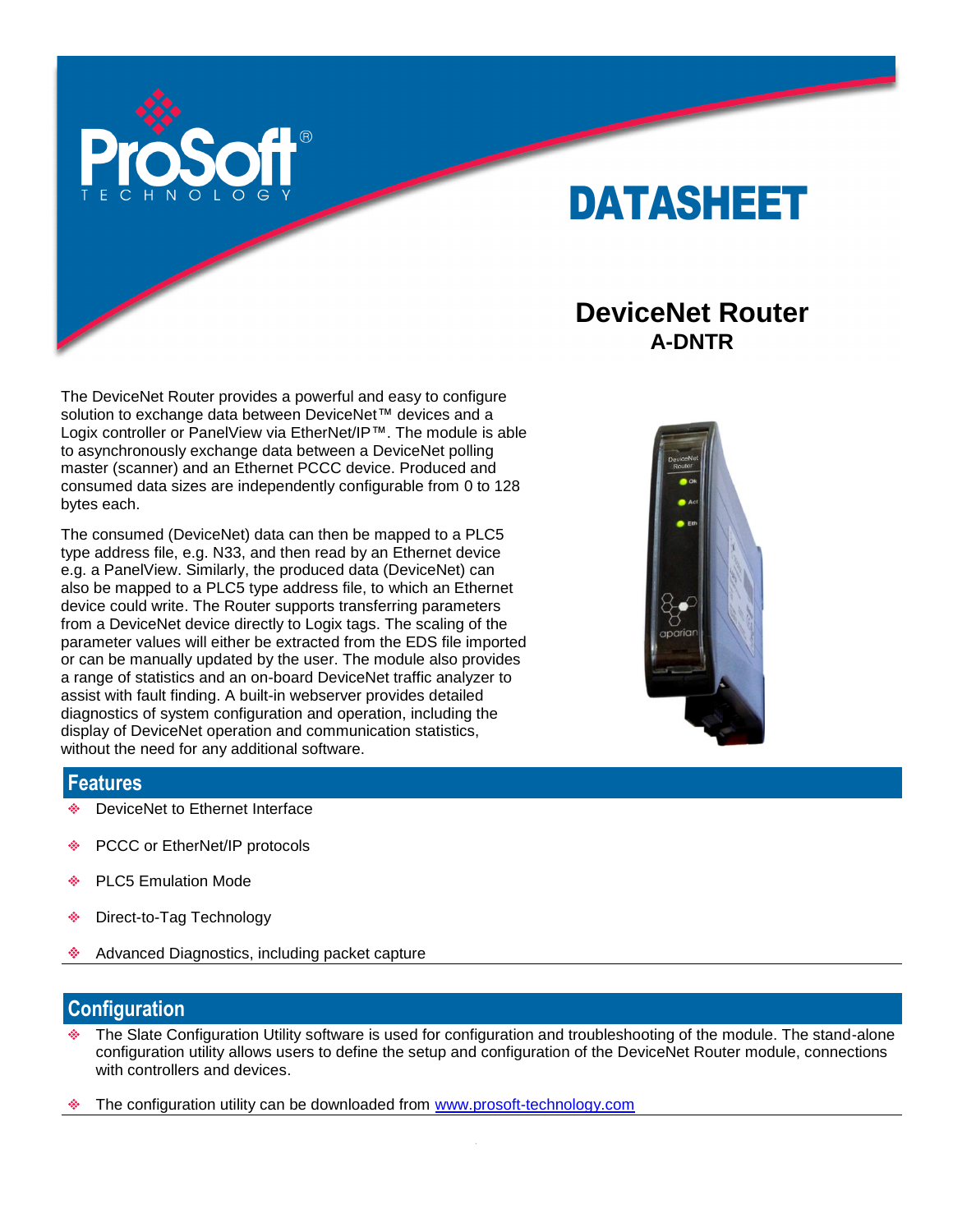# DATASHEET

## DeviceNet Router
### A-DNTR

The DeviceNet Router provides a powerful and easy to configure solution to exchange data between DeviceNet™ devices and a Logix controller or PanelView via EtherNet/IP™. The module is able to asynchronously exchange data between a DeviceNet polling master (scanner) and an Ethernet PCCC device. Produced and consumed data sizes are independently configurable from 0 to 128 bytes each.

The consumed (DeviceNet) data can then be mapped to a PLC5 type address file, e.g. N33, and then read by an Ethernet device e.g. a PanelView. Similarly, the produced data (DeviceNet) can also be mapped to a PLC5 type address file, to which an Ethernet device could write. The Router supports transferring parameters from a DeviceNet device directly to Logix tags. The scaling of the parameter values will either be extracted from the EDS file imported or can be manually updated by the user. The module also provides a range of statistics and an on-board DeviceNet traffic analyzer to assist with fault finding. A built-in webserver provides detailed diagnostics of system configuration and operation, including the display of DeviceNet operation and communication statistics, without the need for any additional software.

## Features

- DeviceNet to Ethernet Interface
- PCCC or EtherNet/IP protocols
- PLC5 Emulation Mode
- Direct-to-Tag Technology
- Advanced Diagnostics, including packet capture

## Configuration

- The Slate Configuration Utility software is used for configuration and troubleshooting of the module. The stand-alone configuration utility allows users to define the setup and configuration of the DeviceNet Router module, connections with controllers and devices.
- The configuration utility can be downloaded from [www.prosoft-technology.com](http://www.prosoft-technology.com)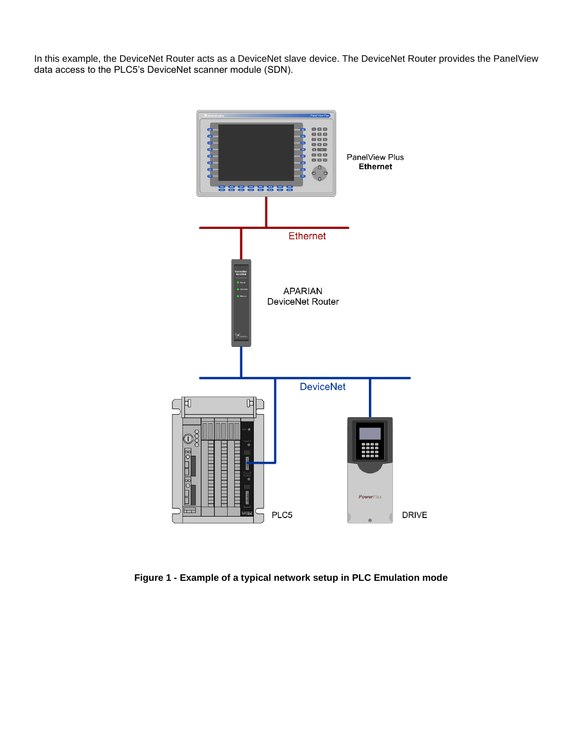In this example, the DeviceNet Router acts as a DeviceNet slave device. The DeviceNet Router provides the PanelView data access to the PLC5's DeviceNet scanner module (SDN).

**Figure 1 - Example of a typical network setup in PLC Emulation mode**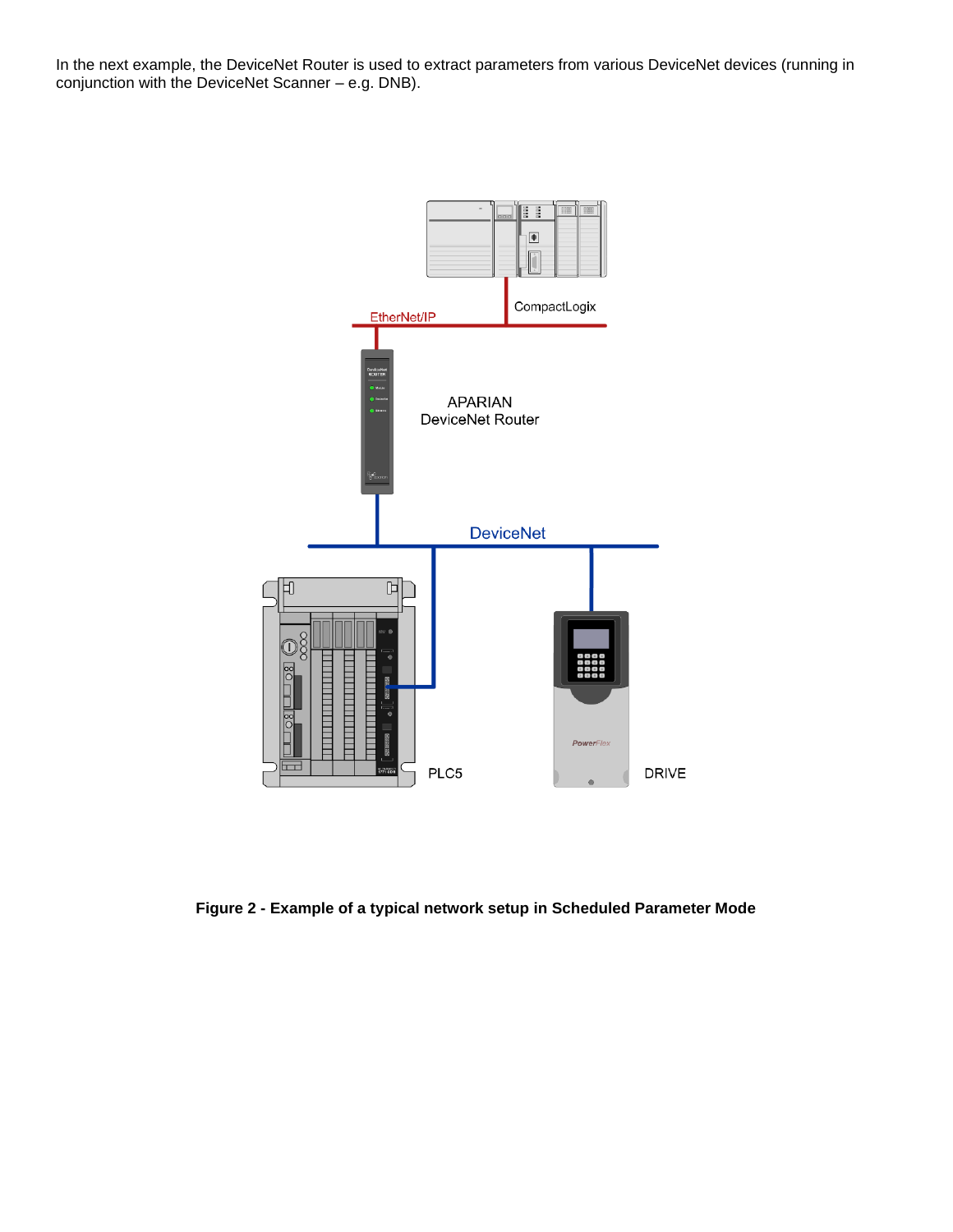In the next example, the DeviceNet Router is used to extract parameters from various DeviceNet devices (running in conjunction with the DeviceNet Scanner – e.g. DNB).

**Figure 2 - Example of a typical network setup in Scheduled Parameter Mode**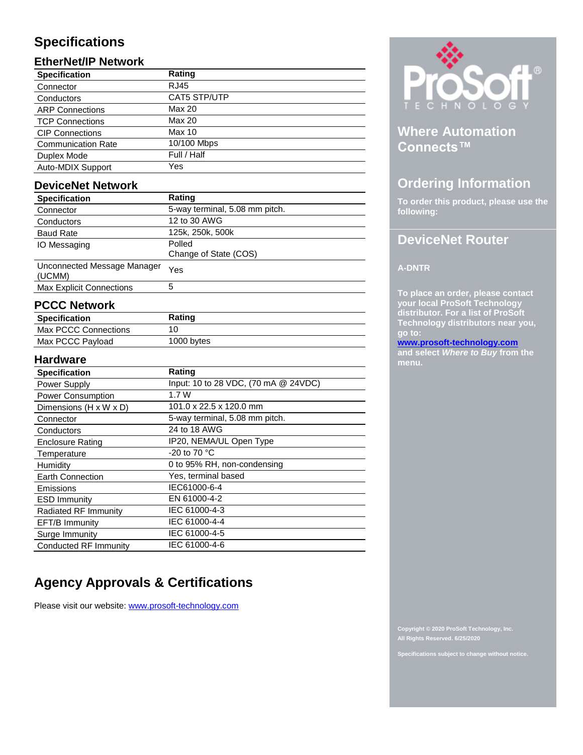# Specifications

## EtherNet/IP Network

| Specification | Rating |
|---|---|
| Connector | RJ45 |
| Conductors | CAT5 STP/UTP |
| ARP Connections | Max 20 |
| TCP Connections | Max 20 |
| CIP Connections | Max 10 |
| Communication Rate | 10/100 Mbps |
| Duplex Mode | Full / Half |
| Auto-MDIX Support | Yes |

## DeviceNet Network

| Specification | Rating |
|---|---|
| Connector | 5-way terminal, 5.08 mm pitch. |
| Conductors | 12 to 30 AWG |
| Baud Rate | 125k, 250k, 500k |
| IO Messaging | Polled<br>Change of State (COS) |
| Unconnected Message Manager (UCMM) | Yes |
| Max Explicit Connections | 5 |

## PCCC Network

| Specification | Rating |
|---|---|
| Max PCCC Connections | 10 |
| Max PCCC Payload | 1000 bytes |

## Hardware

| Specification | Rating |
|---|---|
| Power Supply | Input: 10 to 28 VDC, (70 mA @ 24VDC) |
| Power Consumption | 1.7 W |
| Dimensions (H x W x D) | 101.0 x 22.5 x 120.0 mm |
| Connector | 5-way terminal, 5.08 mm pitch. |
| Conductors | 24 to 18 AWG |
| Enclosure Rating | IP20, NEMA/UL Open Type |
| Temperature | -20 to 70 °C |
| Humidity | 0 to 95% RH, non-condensing |
| Earth Connection | Yes, terminal based |
| Emissions | IEC61000-6-4 |
| ESD Immunity | EN 61000-4-2 |
| Radiated RF Immunity | IEC 61000-4-3 |
| EFT/B Immunity | IEC 61000-4-4 |
| Surge Immunity | IEC 61000-4-5 |
| Conducted RF Immunity | IEC 61000-4-6 |

# Agency Approvals & Certifications

Please visit our website: www.prosoft-technology.com

ProSoft® TECHNOLOGY

**Where Automation Connects™**

## Ordering Information

**To order this product, please use the following:**

## DeviceNet Router

**A-DNTR**

**To place an order, please contact your local ProSoft Technology distributor. For a list of ProSoft Technology distributors near you, go to: www.prosoft-technology.com and select *Where to Buy* from the menu.**

Copyright © 2020 ProSoft Technology, Inc.
All Rights Reserved. 6/25/2020

Specifications subject to change without notice.